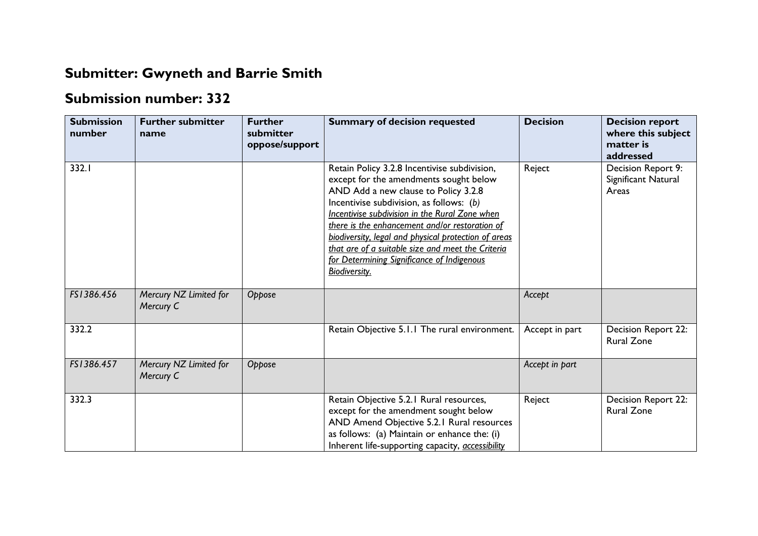## Submitter: Gwyneth and Barrie Smith

## Submission number: 332

| Submission number | Further submitter name | Further submitter oppose/support | Summary of decision requested | Decision | Decision report where this subject matter is addressed |
|---|---|---|---|---|---|
| 332.1 | | | Retain Policy 3.2.8 Incentivise subdivision, except for the amendments sought below AND Add a new clause to Policy 3.2.8 Incentivise subdivision, as follows: *(b) <u>Incentivise subdivision in the Rural Zone when there is the enhancement and/or restoration of biodiversity, legal and physical protection of areas that are of a suitable size and meet the Criteria for Determining Significance of Indigenous Biodiversity.</u>* | Reject | Decision Report 9: Significant Natural Areas |
| *FS1386.456* | *Mercury NZ Limited for Mercury C* | *Oppose* | | *Accept* | |
| 332.2 | | | Retain Objective 5.1.1 The rural environment. | Accept in part | Decision Report 22: Rural Zone |
| *FS1386.457* | *Mercury NZ Limited for Mercury C* | *Oppose* | | *Accept in part* | |
| 332.3 | | | Retain Objective 5.2.1 Rural resources, except for the amendment sought below AND Amend Objective 5.2.1 Rural resources as follows: (a) Maintain or enhance the: (i) Inherent life-supporting capacity, *<u>accessibility</u>* | Reject | Decision Report 22: Rural Zone |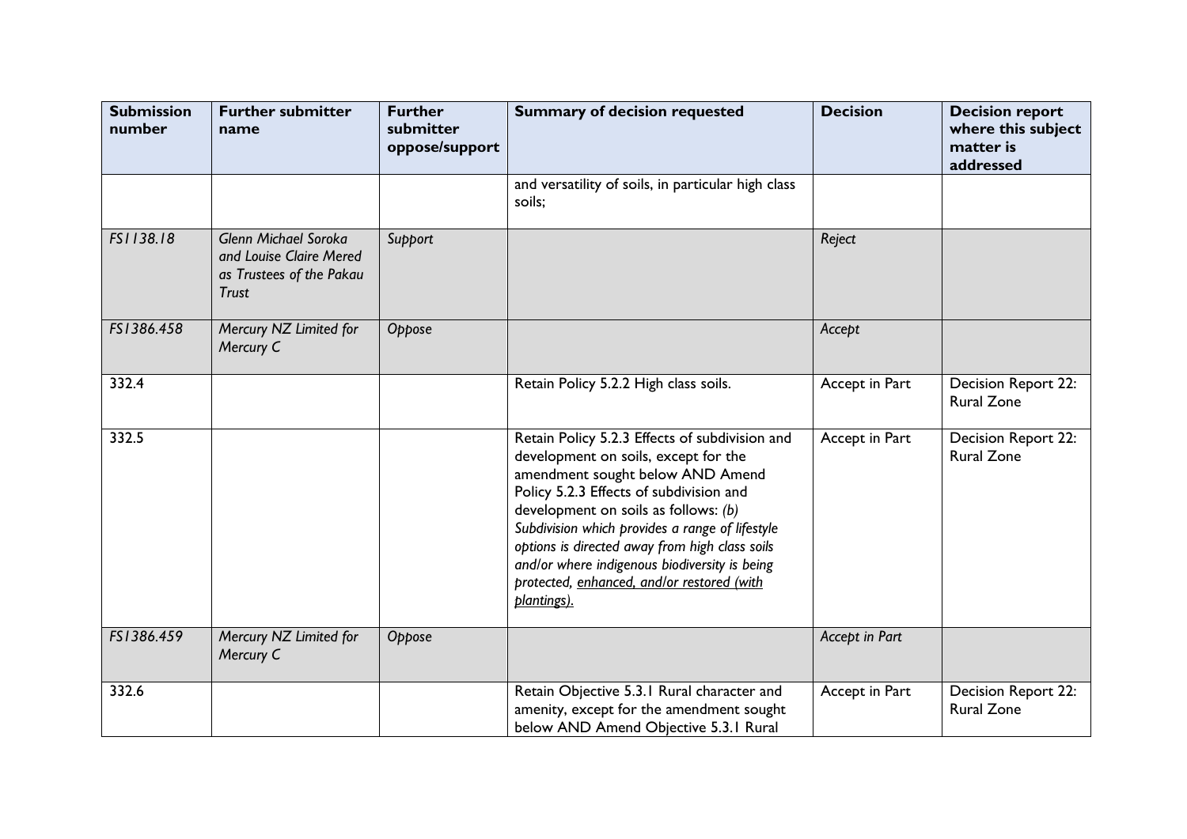| Submission number | Further submitter name | Further submitter oppose/support | Summary of decision requested | Decision | Decision report where this subject matter is addressed |
|---|---|---|---|---|---|
| | | | and versatility of soils, in particular high class soils; | | |
| *FS1138.18* | *Glenn Michael Soroka and Louise Claire Mered as Trustees of the Pakau Trust* | *Support* | | *Reject* | |
| *FS1386.458* | *Mercury NZ Limited for Mercury C* | *Oppose* | | *Accept* | |
| 332.4 | | | Retain Policy 5.2.2 High class soils. | Accept in Part | Decision Report 22: Rural Zone |
| 332.5 | | | Retain Policy 5.2.3 Effects of subdivision and development on soils, except for the amendment sought below AND Amend Policy 5.2.3 Effects of subdivision and development on soils as follows: *(b) Subdivision which provides a range of lifestyle options is directed away from high class soils and/or where indigenous biodiversity is being protected, <u>enhanced, and/or restored (with plantings)</u>.* | Accept in Part | Decision Report 22: Rural Zone |
| *FS1386.459* | *Mercury NZ Limited for Mercury C* | *Oppose* | | *Accept in Part* | |
| 332.6 | | | Retain Objective 5.3.1 Rural character and amenity, except for the amendment sought below AND Amend Objective 5.3.1 Rural | Accept in Part | Decision Report 22: Rural Zone |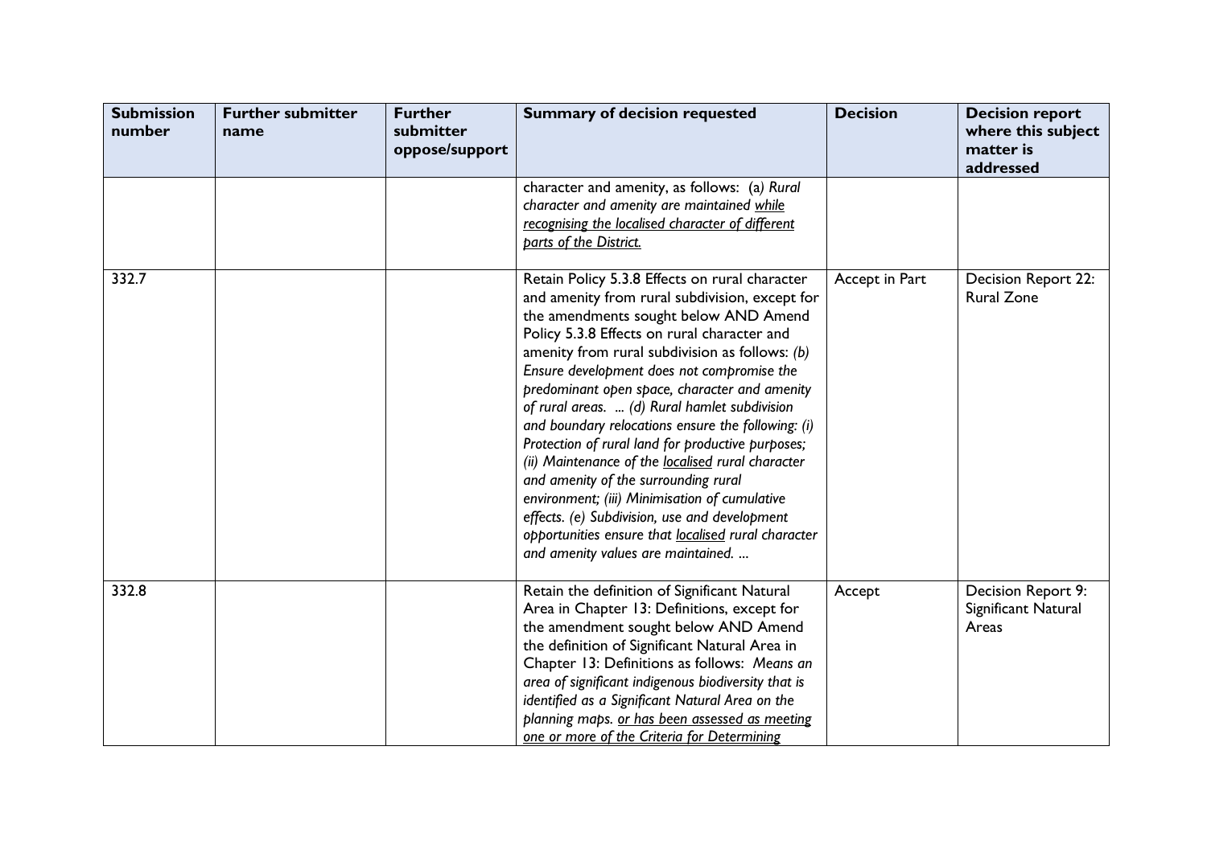| Submission number | Further submitter name | Further submitter oppose/support | Summary of decision requested | Decision | Decision report where this subject matter is addressed |
|---|---|---|---|---|---|
| | | | character and amenity, as follows: (a) *Rural character and amenity are maintained <u>while recognising the localised character of different parts of the District.</u>* | | |
| 332.7 | | | Retain Policy 5.3.8 Effects on rural character and amenity from rural subdivision, except for the amendments sought below AND Amend Policy 5.3.8 Effects on rural character and amenity from rural subdivision as follows: *(b) Ensure development does not compromise the predominant open space, character and amenity of rural areas. ... (d) Rural hamlet subdivision and boundary relocations ensure the following: (i) Protection of rural land for productive purposes; (ii) Maintenance of the <u>localised</u> rural character and amenity of the surrounding rural environment; (iii) Minimisation of cumulative effects. (e) Subdivision, use and development opportunities ensure that <u>localised</u> rural character and amenity values are maintained. ...* | Accept in Part | Decision Report 22: Rural Zone |
| 332.8 | | | Retain the definition of Significant Natural Area in Chapter 13: Definitions, except for the amendment sought below AND Amend the definition of Significant Natural Area in Chapter 13: Definitions as follows: *Means an area of significant indigenous biodiversity that is identified as a Significant Natural Area on the planning maps. <u>or has been assessed as meeting one or more of the Criteria for Determining</u>* | Accept | Decision Report 9: Significant Natural Areas |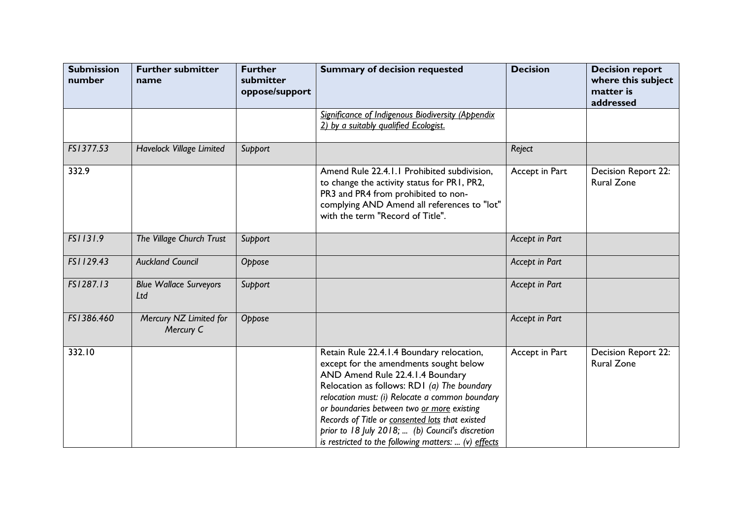| Submission number | Further submitter name | Further submitter oppose/support | Summary of decision requested | Decision | Decision report where this subject matter is addressed |
|---|---|---|---|---|---|
| | | | *Significance of Indigenous Biodiversity (Appendix 2) by a suitably qualified Ecologist.* | | |
| *FS1377.53* | *Havelock Village Limited* | *Support* | | *Reject* | |
| 332.9 | | | Amend Rule 22.4.1.1 Prohibited subdivision, to change the activity status for PR1, PR2, PR3 and PR4 from prohibited to non-complying AND Amend all references to "lot" with the term "Record of Title". | Accept in Part | Decision Report 22: Rural Zone |
| *FS1131.9* | *The Village Church Trust* | *Support* | | *Accept in Part* | |
| *FS1129.43* | *Auckland Council* | *Oppose* | | *Accept in Part* | |
| *FS1287.13* | *Blue Wallace Surveyors Ltd* | *Support* | | *Accept in Part* | |
| *FS1386.460* | *Mercury NZ Limited for Mercury C* | *Oppose* | | *Accept in Part* | |
| 332.10 | | | Retain Rule 22.4.1.4 Boundary relocation, except for the amendments sought below AND Amend Rule 22.4.1.4 Boundary Relocation as follows: RD1 *(a) The boundary relocation must: (i) Relocate a common boundary or boundaries between two or more existing Records of Title or consented lots that existed prior to 18 July 2018; ... (b) Council's discretion is restricted to the following matters: ... (v) effects* | Accept in Part | Decision Report 22: Rural Zone |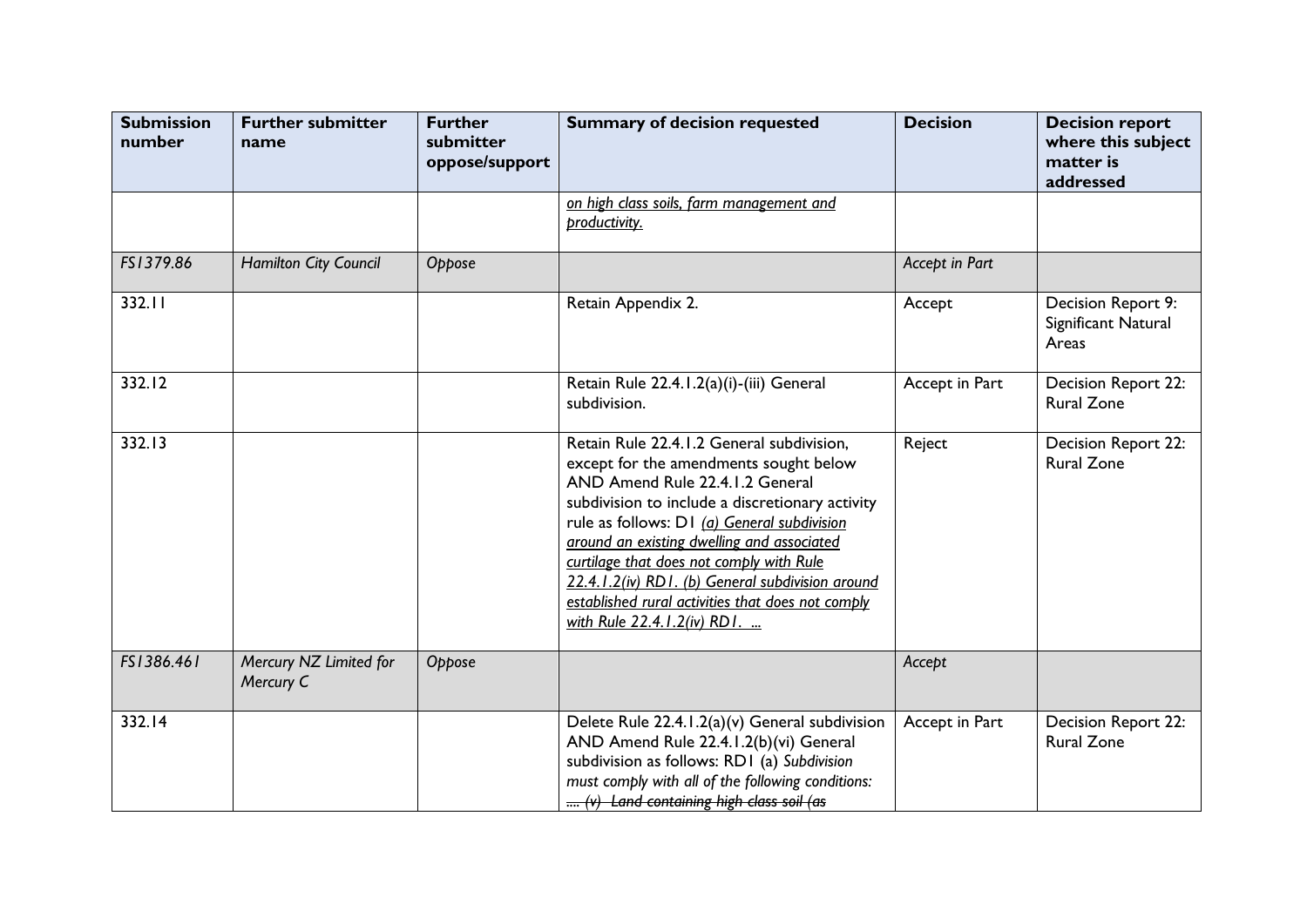| Submission number | Further submitter name | Further submitter oppose/support | Summary of decision requested | Decision | Decision report where this subject matter is addressed |
|---|---|---|---|---|---|
| | | | *on high class soils, farm management and productivity.* | | |
| *FS1379.86* | *Hamilton City Council* | *Oppose* | | *Accept in Part* | |
| 332.11 | | | Retain Appendix 2. | Accept | Decision Report 9: Significant Natural Areas |
| 332.12 | | | Retain Rule 22.4.1.2(a)(i)-(iii) General subdivision. | Accept in Part | Decision Report 22: Rural Zone |
| 332.13 | | | Retain Rule 22.4.1.2 General subdivision, except for the amendments sought below AND Amend Rule 22.4.1.2 General subdivision to include a discretionary activity rule as follows: D1 *(a) General subdivision around an existing dwelling and associated curtilage that does not comply with Rule 22.4.1.2(iv) RD1. (b) General subdivision around established rural activities that does not comply with Rule 22.4.1.2(iv) RD1. ...* | Reject | Decision Report 22: Rural Zone |
| *FS1386.461* | *Mercury NZ Limited for Mercury C* | *Oppose* | | *Accept* | |
| 332.14 | | | Delete Rule 22.4.1.2(a)(v) General subdivision AND Amend Rule 22.4.1.2(b)(vi) General subdivision as follows: RD1 (a) *Subdivision must comply with all of the following conditions: .... ~~(v) Land containing high class soil (as~~* | Accept in Part | Decision Report 22: Rural Zone |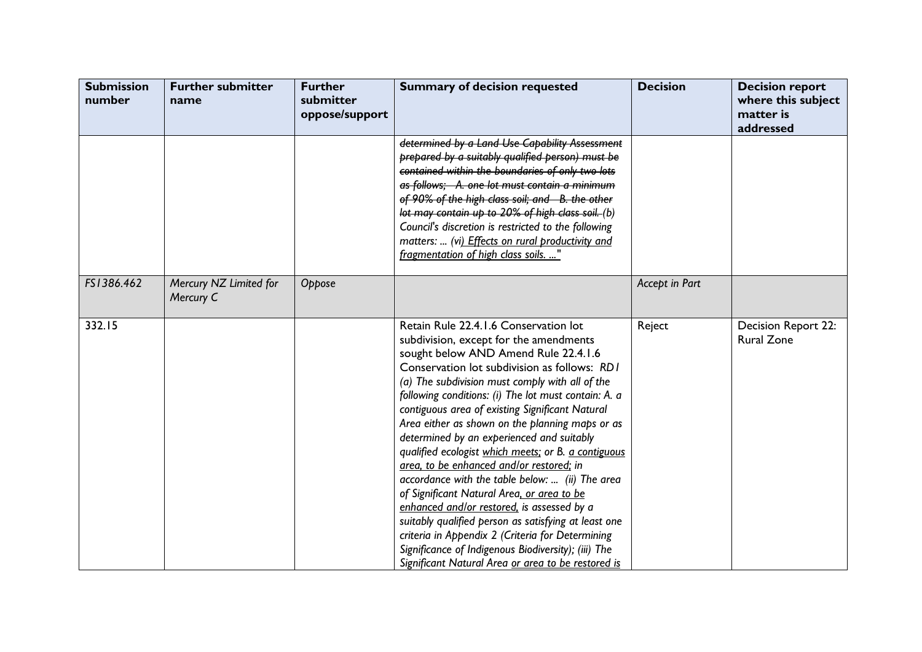| Submission number | Further submitter name | Further submitter oppose/support | Summary of decision requested | Decision | Decision report where this subject matter is addressed |
| --- | --- | --- | --- | --- | --- |
| | | | ~~*determined by a Land Use Capability Assessment prepared by a suitably qualified person) must be contained within the boundaries of only two lots as follows; A. one lot must contain a minimum of 90% of the high class soil; and B. the other lot may contain up to 20% of high class soil.*~~ *(b) Council's discretion is restricted to the following matters: ... (vi)* <u>*Effects on rural productivity and fragmentation of high class soils. ...*</u>" | | |
| *FS1386.462* | *Mercury NZ Limited for Mercury C* | *Oppose* | | *Accept in Part* | |
| 332.15 | | | Retain Rule 22.4.1.6 Conservation lot subdivision, except for the amendments sought below AND Amend Rule 22.4.1.6 Conservation lot subdivision as follows: *RD1 (a) The subdivision must comply with all of the following conditions: (i) The lot must contain: A. a contiguous area of existing Significant Natural Area either as shown on the planning maps or as determined by an experienced and suitably qualified ecologist* <u>*which meets;*</u> *or B.* <u>*a contiguous area, to be enhanced and/or restored;*</u> *in accordance with the table below: ... (ii) The area of Significant Natural Area*<u>*, or area to be enhanced and/or restored,*</u> *is assessed by a suitably qualified person as satisfying at least one criteria in Appendix 2 (Criteria for Determining Significance of Indigenous Biodiversity); (iii) The Significant Natural Area* <u>*or area to be restored is*</u> | Reject | Decision Report 22: Rural Zone |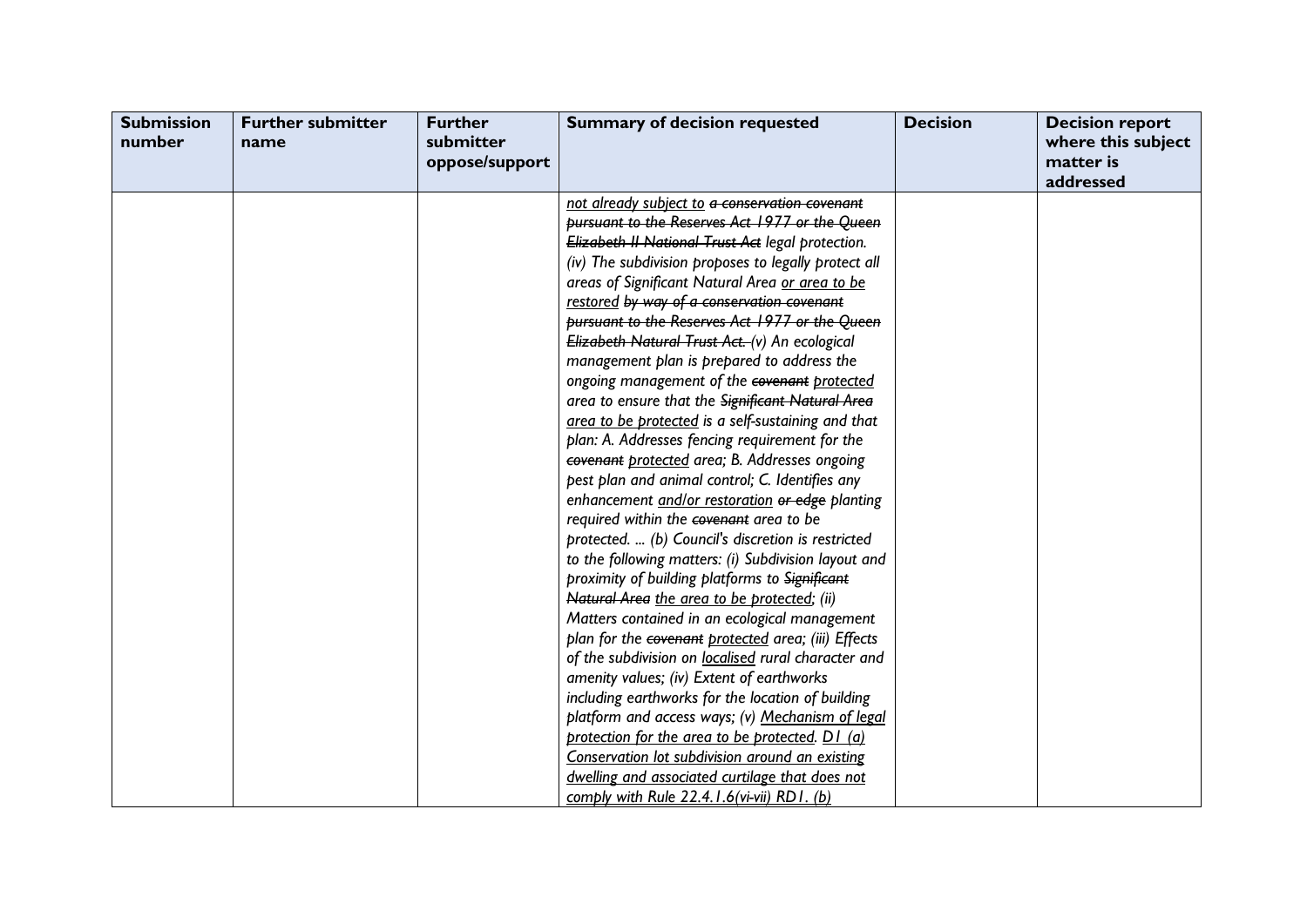| Submission number | Further submitter name | Further submitter oppose/support | Summary of decision requested | Decision | Decision report where this subject matter is addressed |
|---|---|---|---|---|---|
| | | | *<u>not already subject to</u> ~~a conservation covenant pursuant to the Reserves Act 1977 or the Queen Elizabeth II National Trust Act~~ legal protection. (iv) The subdivision proposes to legally protect all areas of Significant Natural Area <u>or area to be restored</u> ~~by way of a conservation covenant pursuant to the Reserves Act 1977 or the Queen Elizabeth Natural Trust Act.~~ (v) An ecological management plan is prepared to address the ongoing management of the ~~covenant~~ <u>protected</u> area to ensure that the ~~Significant Natural Area~~ <u>area to be protected</u> is a self-sustaining and that plan: A. Addresses fencing requirement for the ~~covenant~~ <u>protected</u> area; B. Addresses ongoing pest plan and animal control; C. Identifies any enhancement <u>and/or restoration</u> ~~or edge~~ planting required within the ~~covenant~~ area to be protected. ... (b) Council's discretion is restricted to the following matters: (i) Subdivision layout and proximity of building platforms to ~~Significant Natural Area~~ <u>the area to be protected</u>; (ii) Matters contained in an ecological management plan for the ~~covenant~~ <u>protected</u> area; (iii) Effects of the subdivision on <u>localised</u> rural character and amenity values; (iv) Extent of earthworks including earthworks for the location of building platform and access ways; (v) <u>Mechanism of legal protection for the area to be protected. D1 (a) Conservation lot subdivision around an existing dwelling and associated curtilage that does not comply with Rule 22.4.1.6(vi-vii) RD1. (b)</u>* | | |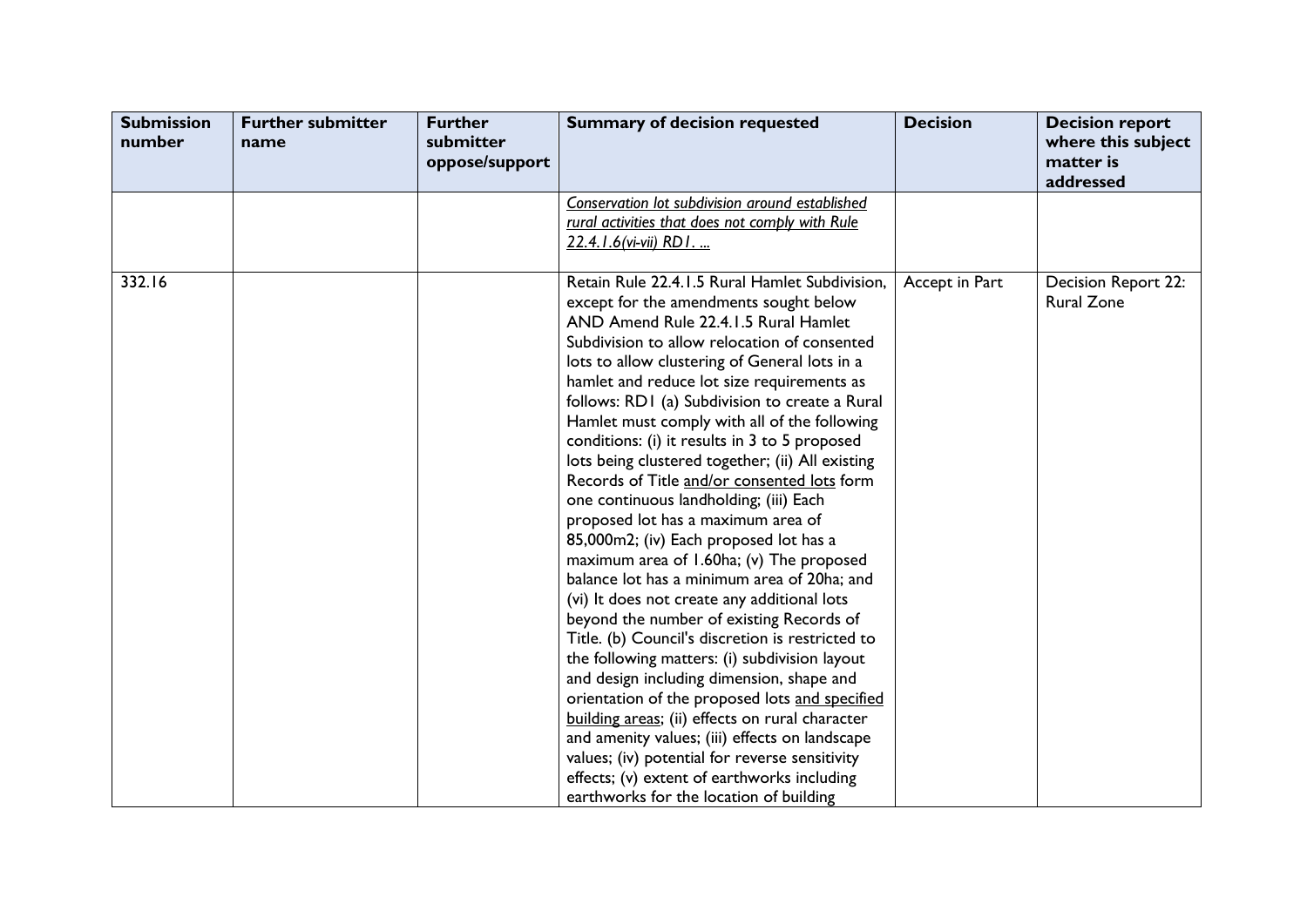| Submission number | Further submitter name | Further submitter oppose/support | Summary of decision requested | Decision | Decision report where this subject matter is addressed |
|---|---|---|---|---|---|
| | | | <u>*Conservation lot subdivision around established rural activities that does not comply with Rule 22.4.1.6(vi-vii) RD1. ...*</u> | | |
| 332.16 | | | Retain Rule 22.4.1.5 Rural Hamlet Subdivision, except for the amendments sought below AND Amend Rule 22.4.1.5 Rural Hamlet Subdivision to allow relocation of consented lots to allow clustering of General lots in a hamlet and reduce lot size requirements as follows: RD1 (a) Subdivision to create a Rural Hamlet must comply with all of the following conditions: (i) it results in 3 to 5 proposed lots being clustered together; (ii) All existing Records of Title <u>and/or consented lots</u> form one continuous landholding; (iii) Each proposed lot has a maximum area of 85,000m2; (iv) Each proposed lot has a maximum area of 1.60ha; (v) The proposed balance lot has a minimum area of 20ha; and (vi) It does not create any additional lots beyond the number of existing Records of Title. (b) Council's discretion is restricted to the following matters: (i) subdivision layout and design including dimension, shape and orientation of the proposed lots <u>and specified building areas</u>; (ii) effects on rural character and amenity values; (iii) effects on landscape values; (iv) potential for reverse sensitivity effects; (v) extent of earthworks including earthworks for the location of building | Accept in Part | Decision Report 22: Rural Zone |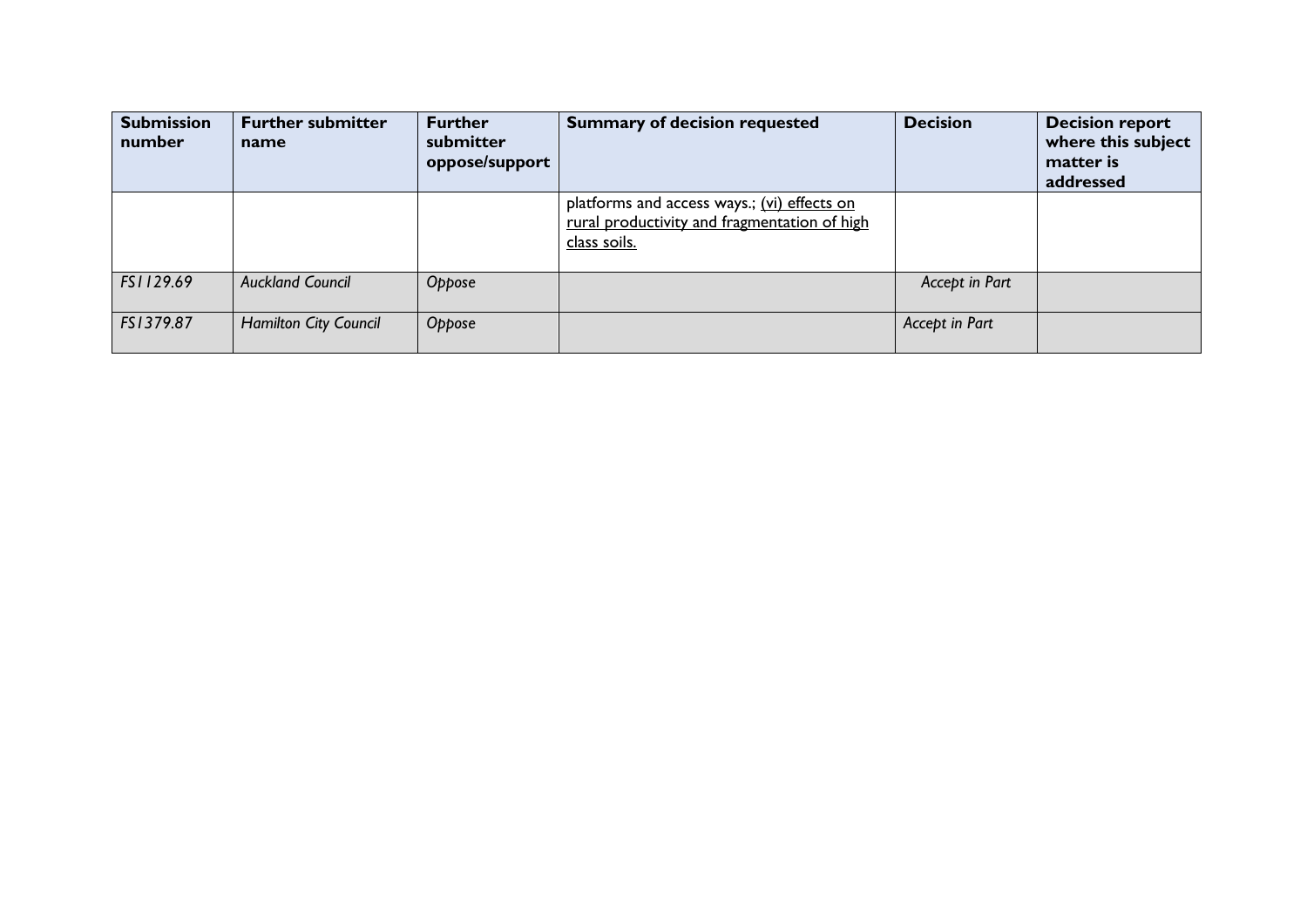| Submission number | Further submitter name | Further submitter oppose/support | Summary of decision requested | Decision | Decision report where this subject matter is addressed |
|---|---|---|---|---|---|
| | | | platforms and access ways.; <u>(vi) effects on rural productivity and fragmentation of high class soils.</u> | | |
| *FS1129.69* | *Auckland Council* | *Oppose* | | *Accept in Part* | |
| *FS1379.87* | *Hamilton City Council* | *Oppose* | | *Accept in Part* | |